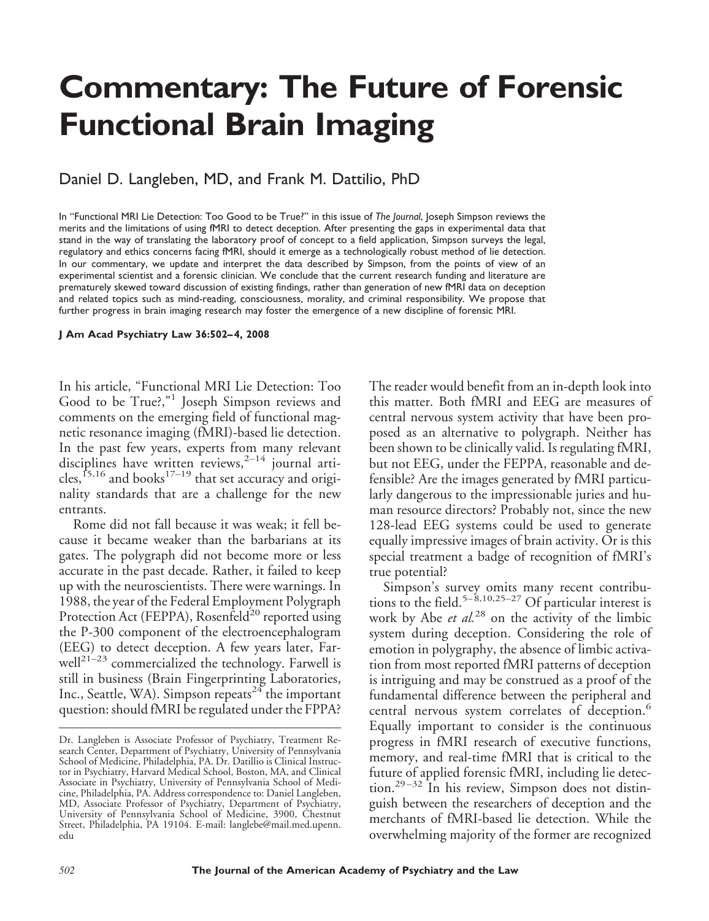# Commentary: The Future of Forensic Functional Brain Imaging

Daniel D. Langleben, MD, and Frank M. Dattilio, PhD

In "Functional MRI Lie Detection: Too Good to be True?" in this issue of *The Journal*, Joseph Simpson reviews the merits and the limitations of using fMRI to detect deception. After presenting the gaps in experimental data that stand in the way of translating the laboratory proof of concept to a field application, Simpson surveys the legal, regulatory and ethics concerns facing fMRI, should it emerge as a technologically robust method of lie detection. In our commentary, we update and interpret the data described by Simpson, from the points of view of an experimental scientist and a forensic clinician. We conclude that the current research funding and literature are prematurely skewed toward discussion of existing findings, rather than generation of new fMRI data on deception and related topics such as mind-reading, consciousness, morality, and criminal responsibility. We propose that further progress in brain imaging research may foster the emergence of a new discipline of forensic MRI.

**J Am Acad Psychiatry Law 36:502–4, 2008**

In his article, "Functional MRI Lie Detection: Too Good to be True?,"[1] Joseph Simpson reviews and comments on the emerging field of functional magnetic resonance imaging (fMRI)-based lie detection. In the past few years, experts from many relevant disciplines have written reviews,[2–14] journal articles,[15,16] and books[17–19] that set accuracy and originality standards that are a challenge for the new entrants.

Rome did not fall because it was weak; it fell because it became weaker than the barbarians at its gates. The polygraph did not become more or less accurate in the past decade. Rather, it failed to keep up with the neuroscientists. There were warnings. In 1988, the year of the Federal Employment Polygraph Protection Act (FEPPA), Rosenfeld[20] reported using the P-300 component of the electroencephalogram (EEG) to detect deception. A few years later, Farwell[21–23] commercialized the technology. Farwell is still in business (Brain Fingerprinting Laboratories, Inc., Seattle, WA). Simpson repeats[24] the important question: should fMRI be regulated under the FPPA? The reader would benefit from an in-depth look into this matter. Both fMRI and EEG are measures of central nervous system activity that have been proposed as an alternative to polygraph. Neither has been shown to be clinically valid. Is regulating fMRI, but not EEG, under the FEPPA, reasonable and defensible? Are the images generated by fMRI particularly dangerous to the impressionable juries and human resource directors? Probably not, since the new 128-lead EEG systems could be used to generate equally impressive images of brain activity. Or is this special treatment a badge of recognition of fMRI's true potential?

Simpson's survey omits many recent contributions to the field.[5–8,10,25–27] Of particular interest is work by Abe *et al.*[28] on the activity of the limbic system during deception. Considering the role of emotion in polygraphy, the absence of limbic activation from most reported fMRI patterns of deception is intriguing and may be construed as a proof of the fundamental difference between the peripheral and central nervous system correlates of deception.[6] Equally important to consider is the continuous progress in fMRI research of executive functions, memory, and real-time fMRI that is critical to the future of applied forensic fMRI, including lie detection.[29–32] In his review, Simpson does not distinguish between the researchers of deception and the merchants of fMRI-based lie detection. While the overwhelming majority of the former are recognized

Dr. Langleben is Associate Professor of Psychiatry, Treatment Research Center, Department of Psychiatry, University of Pennsylvania School of Medicine, Philadelphia, PA. Dr. Datillio is Clinical Instructor in Psychiatry, Harvard Medical School, Boston, MA, and Clinical Associate in Psychiatry, University of Pennsylvania School of Medicine, Philadelphia, PA. Address correspondence to: Daniel Langleben, MD, Associate Professor of Psychiatry, Department of Psychiatry, University of Pennsylvania School of Medicine, 3900, Chestnut Street, Philadelphia, PA 19104. E-mail: langlebe@mail.med.upenn.edu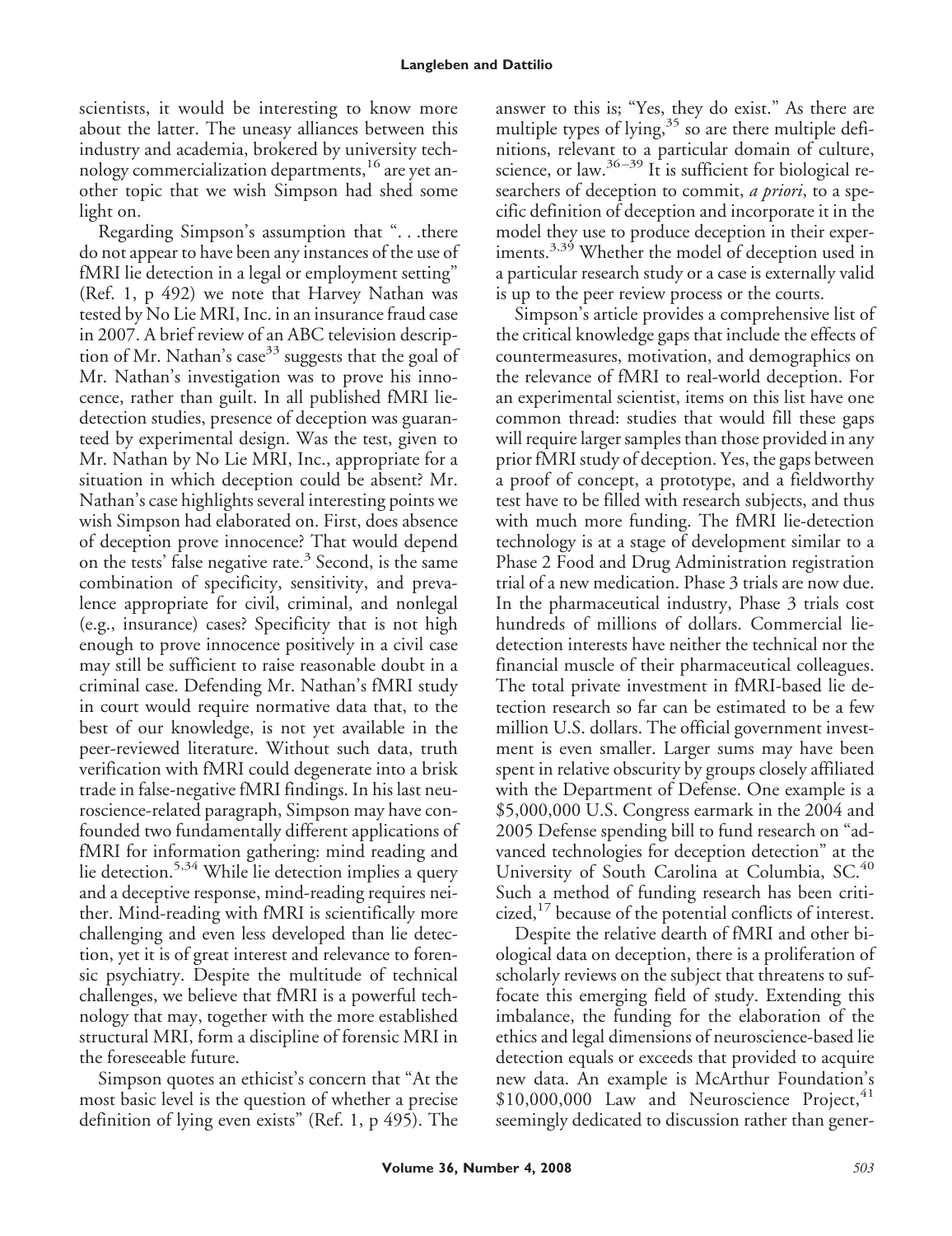scientists, it would be interesting to know more about the latter. The uneasy alliances between this industry and academia, brokered by university technology commercialization departments,[16] are yet another topic that we wish Simpson had shed some light on.

Regarding Simpson's assumption that ". . .there do not appear to have been any instances of the use of fMRI lie detection in a legal or employment setting" (Ref. 1, p 492) we note that Harvey Nathan was tested by No Lie MRI, Inc. in an insurance fraud case in 2007. A brief review of an ABC television description of Mr. Nathan's case[33] suggests that the goal of Mr. Nathan's investigation was to prove his innocence, rather than guilt. In all published fMRI lie-detection studies, presence of deception was guaranteed by experimental design. Was the test, given to Mr. Nathan by No Lie MRI, Inc., appropriate for a situation in which deception could be absent? Mr. Nathan's case highlights several interesting points we wish Simpson had elaborated on. First, does absence of deception prove innocence? That would depend on the tests' false negative rate.[3] Second, is the same combination of specificity, sensitivity, and prevalence appropriate for civil, criminal, and nonlegal (e.g., insurance) cases? Specificity that is not high enough to prove innocence positively in a civil case may still be sufficient to raise reasonable doubt in a criminal case. Defending Mr. Nathan's fMRI study in court would require normative data that, to the best of our knowledge, is not yet available in the peer-reviewed literature. Without such data, truth verification with fMRI could degenerate into a brisk trade in false-negative fMRI findings. In his last neuroscience-related paragraph, Simpson may have confounded two fundamentally different applications of fMRI for information gathering: mind reading and lie detection.[5,34] While lie detection implies a query and a deceptive response, mind-reading requires neither. Mind-reading with fMRI is scientifically more challenging and even less developed than lie detection, yet it is of great interest and relevance to forensic psychiatry. Despite the multitude of technical challenges, we believe that fMRI is a powerful technology that may, together with the more established structural MRI, form a discipline of forensic MRI in the foreseeable future.

Simpson quotes an ethicist's concern that "At the most basic level is the question of whether a precise definition of lying even exists" (Ref. 1, p 495). The answer to this is; "Yes, they do exist." As there are multiple types of lying,[35] so are there multiple definitions, relevant to a particular domain of culture, science, or law.[36–39] It is sufficient for biological researchers of deception to commit, *a priori*, to a specific definition of deception and incorporate it in the model they use to produce deception in their experiments.[3,39] Whether the model of deception used in a particular research study or a case is externally valid is up to the peer review process or the courts.

Simpson's article provides a comprehensive list of the critical knowledge gaps that include the effects of countermeasures, motivation, and demographics on the relevance of fMRI to real-world deception. For an experimental scientist, items on this list have one common thread: studies that would fill these gaps will require larger samples than those provided in any prior fMRI study of deception. Yes, the gaps between a proof of concept, a prototype, and a fieldworthy test have to be filled with research subjects, and thus with much more funding. The fMRI lie-detection technology is at a stage of development similar to a Phase 2 Food and Drug Administration registration trial of a new medication. Phase 3 trials are now due. In the pharmaceutical industry, Phase 3 trials cost hundreds of millions of dollars. Commercial lie-detection interests have neither the technical nor the financial muscle of their pharmaceutical colleagues. The total private investment in fMRI-based lie detection research so far can be estimated to be a few million U.S. dollars. The official government investment is even smaller. Larger sums may have been spent in relative obscurity by groups closely affiliated with the Department of Defense. One example is a $5,000,000 U.S. Congress earmark in the 2004 and 2005 Defense spending bill to fund research on "advanced technologies for deception detection" at the University of South Carolina at Columbia, SC.[40] Such a method of funding research has been criticized,[17] because of the potential conflicts of interest.

Despite the relative dearth of fMRI and other biological data on deception, there is a proliferation of scholarly reviews on the subject that threatens to suffocate this emerging field of study. Extending this imbalance, the funding for the elaboration of the ethics and legal dimensions of neuroscience-based lie detection equals or exceeds that provided to acquire new data. An example is McArthur Foundation's $10,000,000 Law and Neuroscience Project,[41] seemingly dedicated to discussion rather than gener-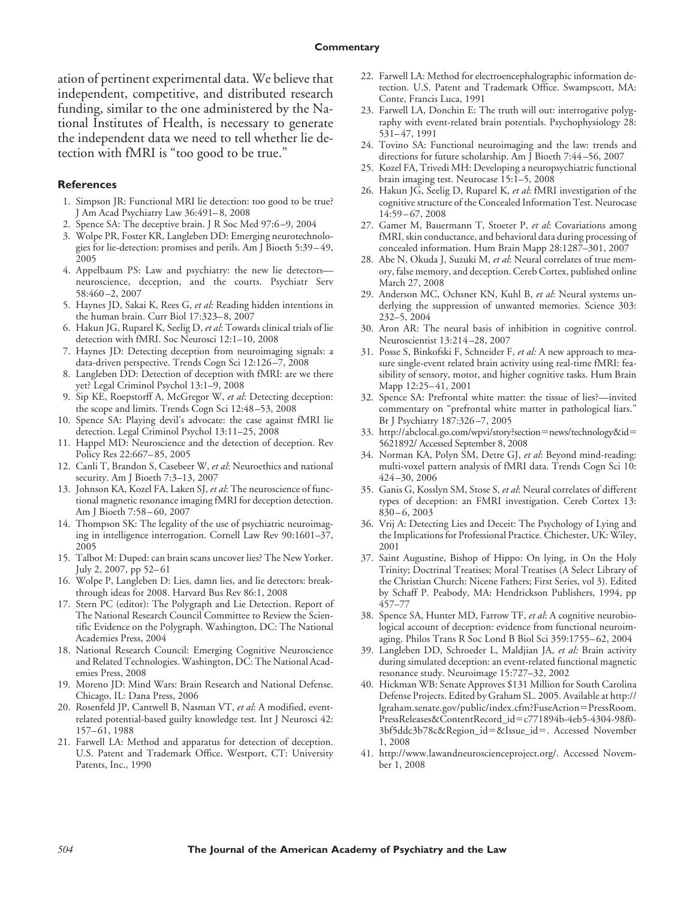ation of pertinent experimental data. We believe that independent, competitive, and distributed research funding, similar to the one administered by the National Institutes of Health, is necessary to generate the independent data we need to tell whether lie detection with fMRI is "too good to be true."

## References

1. Simpson JR: Functional MRI lie detection: too good to be true? J Am Acad Psychiatry Law 36:491–8, 2008
2. Spence SA: The deceptive brain. J R Soc Med 97:6–9, 2004
3. Wolpe PR, Foster KR, Langleben DD: Emerging neurotechnologies for lie-detection: promises and perils. Am J Bioeth 5:39–49, 2005
4. Appelbaum PS: Law and psychiatry: the new lie detectors—neuroscience, deception, and the courts. Psychiatr Serv 58:460–2, 2007
5. Haynes JD, Sakai K, Rees G, *et al*: Reading hidden intentions in the human brain. Curr Biol 17:323–8, 2007
6. Hakun JG, Ruparel K, Seelig D, *et al*: Towards clinical trials of lie detection with fMRI. Soc Neurosci 12:1–10, 2008
7. Haynes JD: Detecting deception from neuroimaging signals: a data-driven perspective. Trends Cogn Sci 12:126–7, 2008
8. Langleben DD: Detection of deception with fMRI: are we there yet? Legal Criminol Psychol 13:1–9, 2008
9. Sip KE, Roepstorff A, McGregor W, *et al*: Detecting deception: the scope and limits. Trends Cogn Sci 12:48–53, 2008
10. Spence SA: Playing devil's advocate: the case against fMRI lie detection. Legal Criminol Psychol 13:11–25, 2008
11. Happel MD: Neuroscience and the detection of deception. Rev Policy Res 22:667–85, 2005
12. Canli T, Brandon S, Casebeer W, *et al*: Neuroethics and national security. Am J Bioeth 7:3–13, 2007
13. Johnson KA, Kozel FA, Laken SJ, *et al*: The neuroscience of functional magnetic resonance imaging fMRI for deception detection. Am J Bioeth 7:58–60, 2007
14. Thompson SK: The legality of the use of psychiatric neuroimaging in intelligence interrogation. Cornell Law Rev 90:1601–37, 2005
15. Talbot M: Duped: can brain scans uncover lies? The New Yorker. July 2, 2007, pp 52–61
16. Wolpe P, Langleben D: Lies, damn lies, and lie detectors: breakthrough ideas for 2008. Harvard Bus Rev 86:1, 2008
17. Stern PC (editor): The Polygraph and Lie Detection. Report of The National Research Council Committee to Review the Scientific Evidence on the Polygraph. Washington, DC: The National Academies Press, 2004
18. National Research Council: Emerging Cognitive Neuroscience and Related Technologies. Washington, DC: The National Academies Press, 2008
19. Moreno JD: Mind Wars: Brain Research and National Defense. Chicago, IL: Dana Press, 2006
20. Rosenfeld JP, Cantwell B, Nasman VT, *et al*: A modified, event-related potential-based guilty knowledge test. Int J Neurosci 42:157–61, 1988
21. Farwell LA: Method and apparatus for detection of deception. U.S. Patent and Trademark Office. Westport, CT: University Patents, Inc., 1990
22. Farwell LA: Method for electroencephalographic information detection. U.S. Patent and Trademark Office. Swampscott, MA: Conte, Francis Luca, 1991
23. Farwell LA, Donchin E: The truth will out: interrogative polygraphy with event-related brain potentials. Psychophysiology 28:531–47, 1991
24. Tovino SA: Functional neuroimaging and the law: trends and directions for future scholarship. Am J Bioeth 7:44–56, 2007
25. Kozel FA, Trivedi MH: Developing a neuropsychiatric functional brain imaging test. Neurocase 15:1–5, 2008
26. Hakun JG, Seelig D, Ruparel K, *et al*: fMRI investigation of the cognitive structure of the Concealed Information Test. Neurocase 14:59–67, 2008
27. Gamer M, Bauermann T, Stoeter P, *et al*: Covariations among fMRI, skin conductance, and behavioral data during processing of concealed information. Hum Brain Mapp 28:1287–301, 2007
28. Abe N, Okuda J, Suzuki M, *et al*: Neural correlates of true memory, false memory, and deception. Cereb Cortex, published online March 27, 2008
29. Anderson MC, Ochsner KN, Kuhl B, *et al*: Neural systems underlying the suppression of unwanted memories. Science 303:232–5, 2004
30. Aron AR: The neural basis of inhibition in cognitive control. Neuroscientist 13:214–28, 2007
31. Posse S, Binkofski F, Schneider F, *et al:* A new approach to measure single-event related brain activity using real-time fMRI: feasibility of sensory, motor, and higher cognitive tasks. Hum Brain Mapp 12:25–41, 2001
32. Spence SA: Prefrontal white matter: the tissue of lies?—invited commentary on "prefrontal white matter in pathological liars." Br J Psychiatry 187:326–7, 2005
33. http://abclocal.go.com/wpvi/story?section=news/technology&id=5621892/ Accessed September 8, 2008
34. Norman KA, Polyn SM, Detre GJ, *et al*: Beyond mind-reading: multi-voxel pattern analysis of fMRI data. Trends Cogn Sci 10:424–30, 2006
35. Ganis G, Kosslyn SM, Stose S, *et al*: Neural correlates of different types of deception: an FMRI investigation. Cereb Cortex 13:830–6, 2003
36. Vrij A: Detecting Lies and Deceit: The Psychology of Lying and the Implications for Professional Practice. Chichester, UK: Wiley, 2001
37. Saint Augustine, Bishop of Hippo: On lying, in On the Holy Trinity; Doctrinal Treatises; Moral Treatises (A Select Library of the Christian Church: Nicene Fathers; First Series, vol 3). Edited by Schaff P. Peabody, MA: Hendrickson Publishers, 1994, pp 457–77
38. Spence SA, Hunter MD, Farrow TF, *et al*: A cognitive neurobiological account of deception: evidence from functional neuroimaging. Philos Trans R Soc Lond B Biol Sci 359:1755–62, 2004
39. Langleben DD, Schroeder L, Maldjian JA, *et al:* Brain activity during simulated deception: an event-related functional magnetic resonance study. Neuroimage 15:727–32, 2002
40. Hickman WB: Senate Approves $131 Million for South Carolina Defense Projects. Edited by Graham SL. 2005. Available at http://lgraham.senate.gov/public/index.cfm?FuseAction=PressRoom.PressReleases&ContentRecord_id=c771894b-4eb5-4304-98f0-3bf5ddc3b78c&Region_id=&Issue_id=. Accessed November 1, 2008
41. http://www.lawandneuroscienceproject.org/. Accessed November 1, 2008